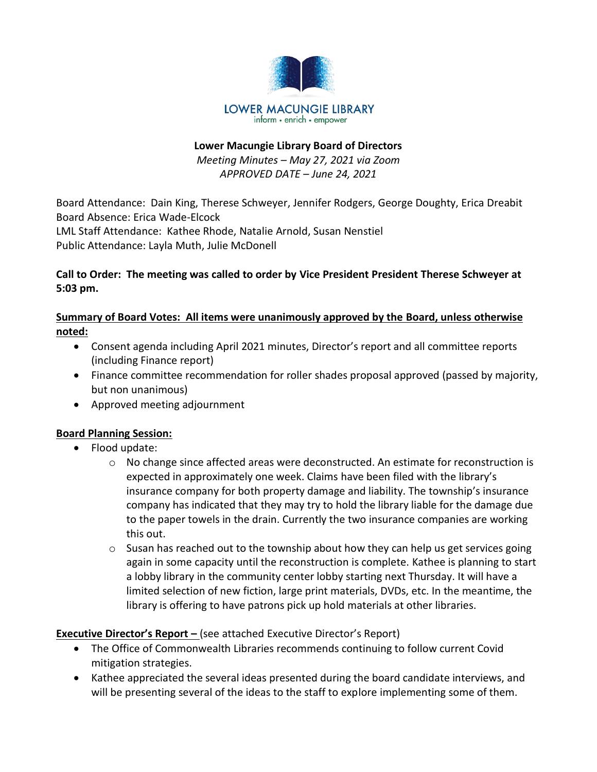LOWER MACUNGIE LIBRARY
inform • enrich • empower

**Lower Macungie Library Board of Directors**

*Meeting Minutes – May 27, 2021 via Zoom*
*APPROVED DATE – June 24, 2021*

Board Attendance: Dain King, Therese Schweyer, Jennifer Rodgers, George Doughty, Erica Dreabit
Board Absence: Erica Wade-Elcock
LML Staff Attendance: Kathee Rhode, Natalie Arnold, Susan Nenstiel
Public Attendance: Layla Muth, Julie McDonell

**Call to Order: The meeting was called to order by Vice President President Therese Schweyer at 5:03 pm.**

**Summary of Board Votes: All items were unanimously approved by the Board, unless otherwise noted:**

- Consent agenda including April 2021 minutes, Director's report and all committee reports (including Finance report)
- Finance committee recommendation for roller shades proposal approved (passed by majority, but non unanimous)
- Approved meeting adjournment

**Board Planning Session:**

- Flood update:
  - No change since affected areas were deconstructed. An estimate for reconstruction is expected in approximately one week. Claims have been filed with the library's insurance company for both property damage and liability. The township's insurance company has indicated that they may try to hold the library liable for the damage due to the paper towels in the drain. Currently the two insurance companies are working this out.
  - Susan has reached out to the township about how they can help us get services going again in some capacity until the reconstruction is complete. Kathee is planning to start a lobby library in the community center lobby starting next Thursday. It will have a limited selection of new fiction, large print materials, DVDs, etc. In the meantime, the library is offering to have patrons pick up hold materials at other libraries.

**Executive Director's Report –** (see attached Executive Director's Report)

- The Office of Commonwealth Libraries recommends continuing to follow current Covid mitigation strategies.
- Kathee appreciated the several ideas presented during the board candidate interviews, and will be presenting several of the ideas to the staff to explore implementing some of them.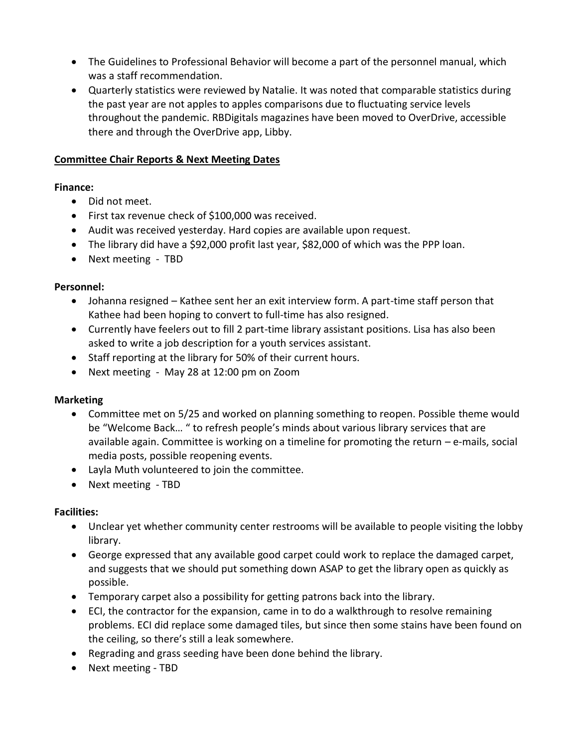- The Guidelines to Professional Behavior will become a part of the personnel manual, which was a staff recommendation.
- Quarterly statistics were reviewed by Natalie. It was noted that comparable statistics during the past year are not apples to apples comparisons due to fluctuating service levels throughout the pandemic. RBDigitals magazines have been moved to OverDrive, accessible there and through the OverDrive app, Libby.

**Committee Chair Reports & Next Meeting Dates**

**Finance:**

- Did not meet.
- First tax revenue check of $100,000 was received.
- Audit was received yesterday. Hard copies are available upon request.
- The library did have a $92,000 profit last year, $82,000 of which was the PPP loan.
- Next meeting - TBD

**Personnel:**

- Johanna resigned – Kathee sent her an exit interview form. A part-time staff person that Kathee had been hoping to convert to full-time has also resigned.
- Currently have feelers out to fill 2 part-time library assistant positions. Lisa has also been asked to write a job description for a youth services assistant.
- Staff reporting at the library for 50% of their current hours.
- Next meeting - May 28 at 12:00 pm on Zoom

**Marketing**

- Committee met on 5/25 and worked on planning something to reopen. Possible theme would be "Welcome Back… " to refresh people's minds about various library services that are available again. Committee is working on a timeline for promoting the return – e-mails, social media posts, possible reopening events.
- Layla Muth volunteered to join the committee.
- Next meeting - TBD

**Facilities:**

- Unclear yet whether community center restrooms will be available to people visiting the lobby library.
- George expressed that any available good carpet could work to replace the damaged carpet, and suggests that we should put something down ASAP to get the library open as quickly as possible.
- Temporary carpet also a possibility for getting patrons back into the library.
- ECI, the contractor for the expansion, came in to do a walkthrough to resolve remaining problems. ECI did replace some damaged tiles, but since then some stains have been found on the ceiling, so there's still a leak somewhere.
- Regrading and grass seeding have been done behind the library.
- Next meeting - TBD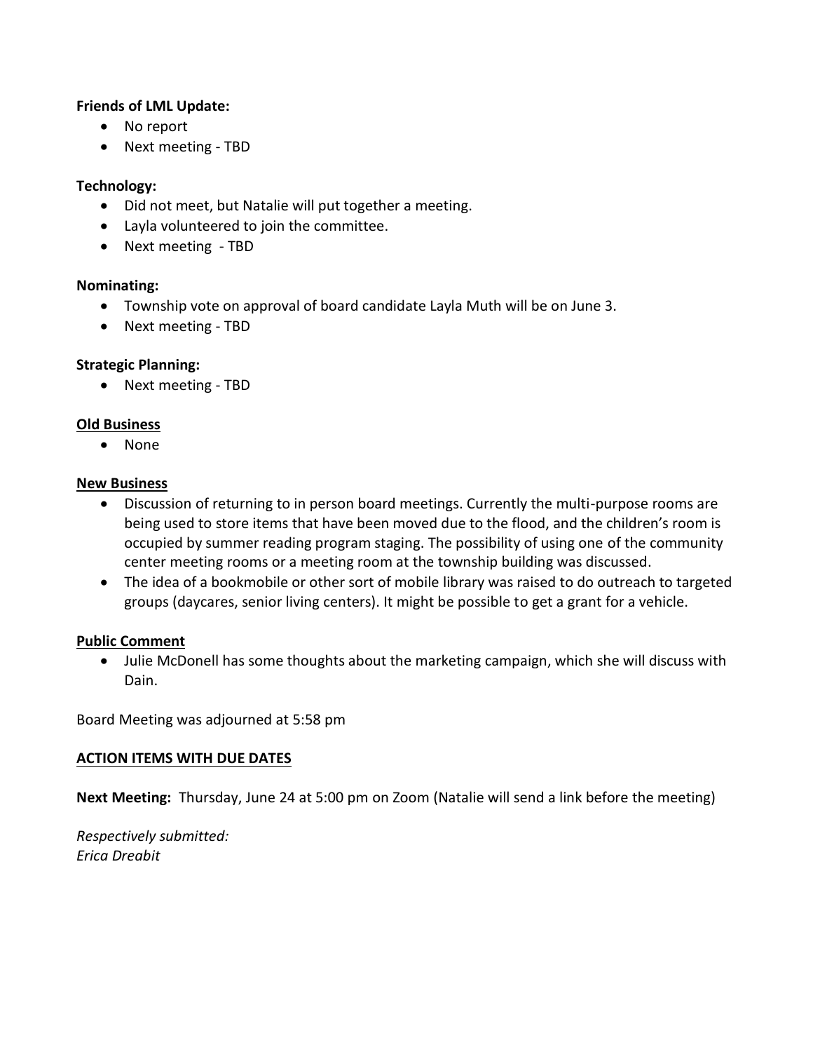**Friends of LML Update:**

- No report
- Next meeting - TBD

**Technology:**

- Did not meet, but Natalie will put together a meeting.
- Layla volunteered to join the committee.
- Next meeting - TBD

**Nominating:**

- Township vote on approval of board candidate Layla Muth will be on June 3.
- Next meeting - TBD

**Strategic Planning:**

- Next meeting - TBD

**Old Business**

- None

**New Business**

- Discussion of returning to in person board meetings. Currently the multi-purpose rooms are being used to store items that have been moved due to the flood, and the children's room is occupied by summer reading program staging. The possibility of using one of the community center meeting rooms or a meeting room at the township building was discussed.
- The idea of a bookmobile or other sort of mobile library was raised to do outreach to targeted groups (daycares, senior living centers). It might be possible to get a grant for a vehicle.

**Public Comment**

- Julie McDonell has some thoughts about the marketing campaign, which she will discuss with Dain.

Board Meeting was adjourned at 5:58 pm

**ACTION ITEMS WITH DUE DATES**

**Next Meeting:** Thursday, June 24 at 5:00 pm on Zoom (Natalie will send a link before the meeting)

*Respectively submitted:*
*Erica Dreabit*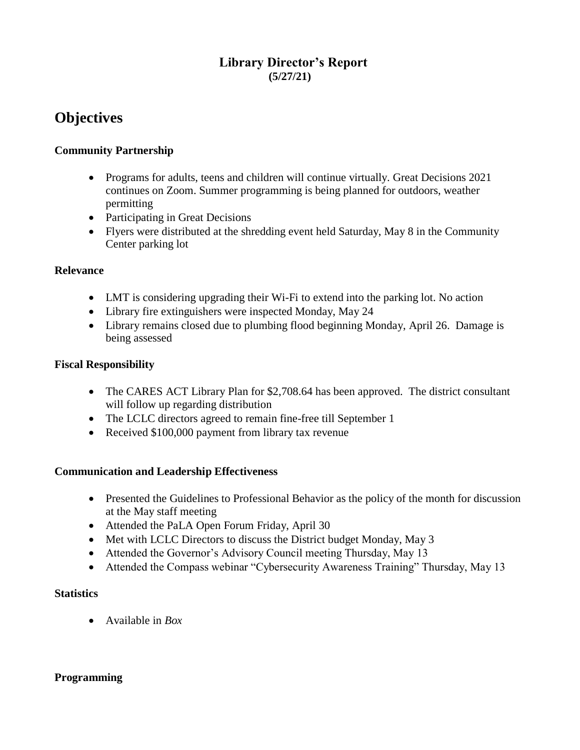**Library Director's Report**
**(5/27/21)**

# Objectives

### Community Partnership

- Programs for adults, teens and children will continue virtually. Great Decisions 2021 continues on Zoom. Summer programming is being planned for outdoors, weather permitting
- Participating in Great Decisions
- Flyers were distributed at the shredding event held Saturday, May 8 in the Community Center parking lot

### Relevance

- LMT is considering upgrading their Wi-Fi to extend into the parking lot. No action
- Library fire extinguishers were inspected Monday, May 24
- Library remains closed due to plumbing flood beginning Monday, April 26. Damage is being assessed

### Fiscal Responsibility

- The CARES ACT Library Plan for $2,708.64 has been approved. The district consultant will follow up regarding distribution
- The LCLC directors agreed to remain fine-free till September 1
- Received $100,000 payment from library tax revenue

### Communication and Leadership Effectiveness

- Presented the Guidelines to Professional Behavior as the policy of the month for discussion at the May staff meeting
- Attended the PaLA Open Forum Friday, April 30
- Met with LCLC Directors to discuss the District budget Monday, May 3
- Attended the Governor's Advisory Council meeting Thursday, May 13
- Attended the Compass webinar "Cybersecurity Awareness Training" Thursday, May 13

### Statistics

- Available in *Box*

### Programming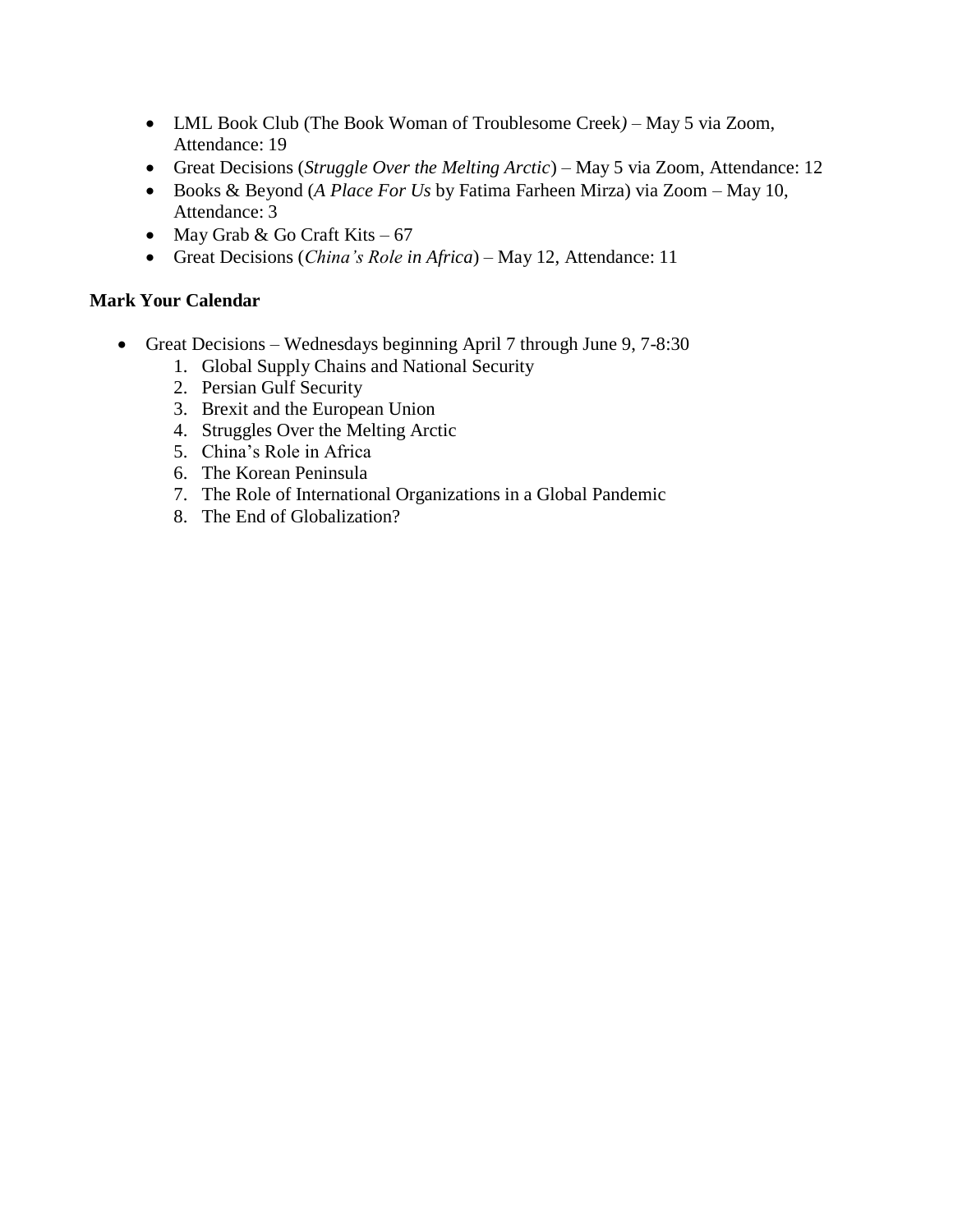- LML Book Club (The Book Woman of Troublesome Creek*)* – May 5 via Zoom, Attendance: 19
- Great Decisions (*Struggle Over the Melting Arctic*) – May 5 via Zoom, Attendance: 12
- Books & Beyond (*A Place For Us* by Fatima Farheen Mirza) via Zoom – May 10, Attendance: 3
- May Grab & Go Craft Kits – 67
- Great Decisions (*China's Role in Africa*) – May 12, Attendance: 11

**Mark Your Calendar**

- Great Decisions – Wednesdays beginning April 7 through June 9, 7-8:30
    1. Global Supply Chains and National Security
    2. Persian Gulf Security
    3. Brexit and the European Union
    4. Struggles Over the Melting Arctic
    5. China's Role in Africa
    6. The Korean Peninsula
    7. The Role of International Organizations in a Global Pandemic
    8. The End of Globalization?